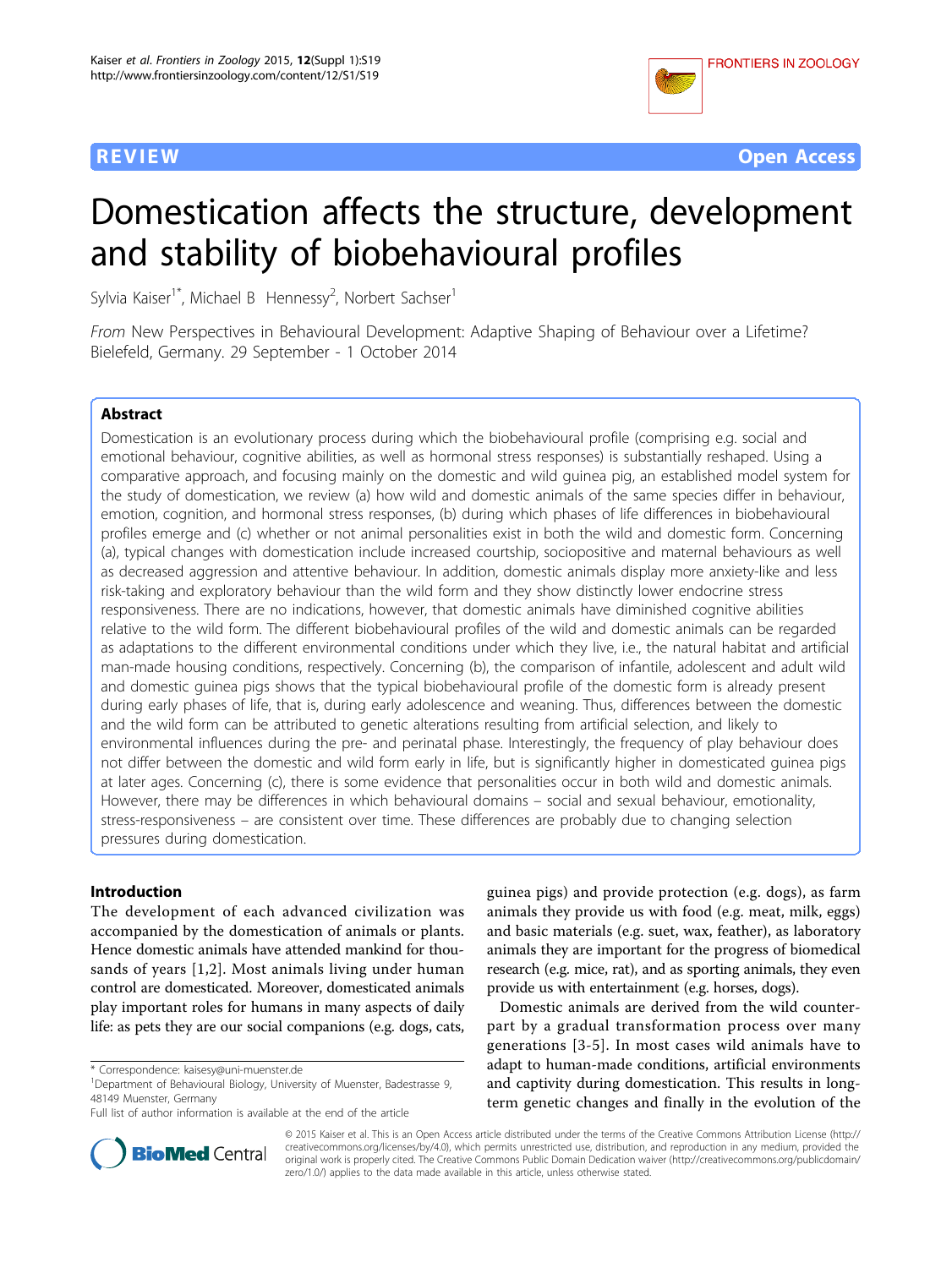**REVIEW** **Open Access**

# Domestication affects the structure, development and stability of biobehavioural profiles

Sylvia Kaiser[1*], Michael B Hennessy[2], Norbert Sachser[1]

*From* New Perspectives in Behavioural Development: Adaptive Shaping of Behaviour over a Lifetime?
Bielefeld, Germany. 29 September - 1 October 2014

## Abstract

Domestication is an evolutionary process during which the biobehavioural profile (comprising e.g. social and emotional behaviour, cognitive abilities, as well as hormonal stress responses) is substantially reshaped. Using a comparative approach, and focusing mainly on the domestic and wild guinea pig, an established model system for the study of domestication, we review (a) how wild and domestic animals of the same species differ in behaviour, emotion, cognition, and hormonal stress responses, (b) during which phases of life differences in biobehavioural profiles emerge and (c) whether or not animal personalities exist in both the wild and domestic form. Concerning (a), typical changes with domestication include increased courtship, sociopositive and maternal behaviours as well as decreased aggression and attentive behaviour. In addition, domestic animals display more anxiety-like and less risk-taking and exploratory behaviour than the wild form and they show distinctly lower endocrine stress responsiveness. There are no indications, however, that domestic animals have diminished cognitive abilities relative to the wild form. The different biobehavioural profiles of the wild and domestic animals can be regarded as adaptations to the different environmental conditions under which they live, i.e., the natural habitat and artificial man-made housing conditions, respectively. Concerning (b), the comparison of infantile, adolescent and adult wild and domestic guinea pigs shows that the typical biobehavioural profile of the domestic form is already present during early phases of life, that is, during early adolescence and weaning. Thus, differences between the domestic and the wild form can be attributed to genetic alterations resulting from artificial selection, and likely to environmental influences during the pre- and perinatal phase. Interestingly, the frequency of play behaviour does not differ between the domestic and wild form early in life, but is significantly higher in domesticated guinea pigs at later ages. Concerning (c), there is some evidence that personalities occur in both wild and domestic animals. However, there may be differences in which behavioural domains – social and sexual behaviour, emotionality, stress-responsiveness – are consistent over time. These differences are probably due to changing selection pressures during domestication.

## Introduction

The development of each advanced civilization was accompanied by the domestication of animals or plants. Hence domestic animals have attended mankind for thousands of years [1,2]. Most animals living under human control are domesticated. Moreover, domesticated animals play important roles for humans in many aspects of daily life: as pets they are our social companions (e.g. dogs, cats, guinea pigs) and provide protection (e.g. dogs), as farm animals they provide us with food (e.g. meat, milk, eggs) and basic materials (e.g. suet, wax, feather), as laboratory animals they are important for the progress of biomedical research (e.g. mice, rat), and as sporting animals, they even provide us with entertainment (e.g. horses, dogs).

Domestic animals are derived from the wild counterpart by a gradual transformation process over many generations [3-5]. In most cases wild animals have to adapt to human-made conditions, artificial environments and captivity during domestication. This results in long-term genetic changes and finally in the evolution of the

\* Correspondence: kaisesy@uni-muenster.de
[1]Department of Behavioural Biology, University of Muenster, Badestrasse 9, 48149 Muenster, Germany
Full list of author information is available at the end of the article

© 2015 Kaiser et al. This is an Open Access article distributed under the terms of the Creative Commons Attribution License (http://creativecommons.org/licenses/by/4.0), which permits unrestricted use, distribution, and reproduction in any medium, provided the original work is properly cited. The Creative Commons Public Domain Dedication waiver (http://creativecommons.org/publicdomain/zero/1.0/) applies to the data made available in this article, unless otherwise stated.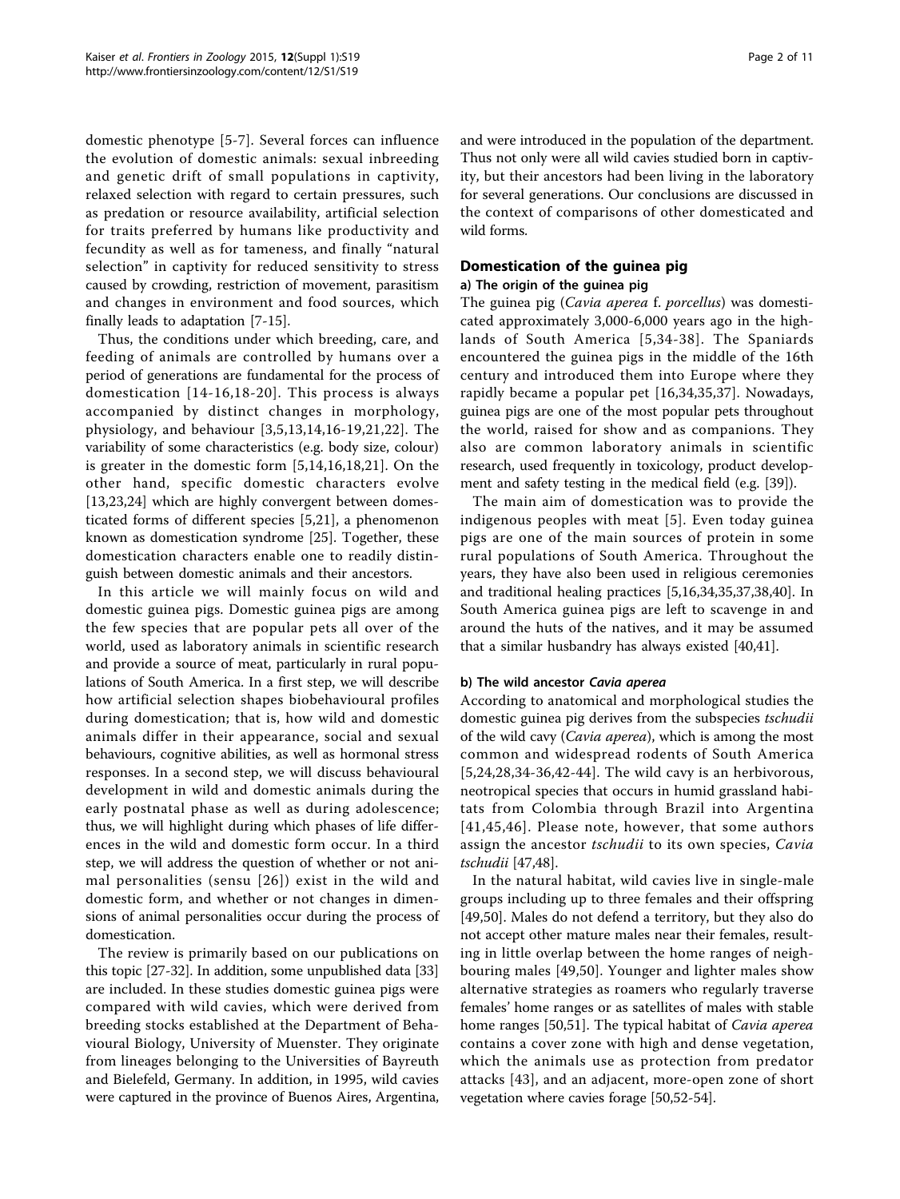domestic phenotype [5-7]. Several forces can influence the evolution of domestic animals: sexual inbreeding and genetic drift of small populations in captivity, relaxed selection with regard to certain pressures, such as predation or resource availability, artificial selection for traits preferred by humans like productivity and fecundity as well as for tameness, and finally "natural selection" in captivity for reduced sensitivity to stress caused by crowding, restriction of movement, parasitism and changes in environment and food sources, which finally leads to adaptation [7-15].

Thus, the conditions under which breeding, care, and feeding of animals are controlled by humans over a period of generations are fundamental for the process of domestication [14-16,18-20]. This process is always accompanied by distinct changes in morphology, physiology, and behaviour [3,5,13,14,16-19,21,22]. The variability of some characteristics (e.g. body size, colour) is greater in the domestic form [5,14,16,18,21]. On the other hand, specific domestic characters evolve [13,23,24] which are highly convergent between domesticated forms of different species [5,21], a phenomenon known as domestication syndrome [25]. Together, these domestication characters enable one to readily distinguish between domestic animals and their ancestors.

In this article we will mainly focus on wild and domestic guinea pigs. Domestic guinea pigs are among the few species that are popular pets all over of the world, used as laboratory animals in scientific research and provide a source of meat, particularly in rural populations of South America. In a first step, we will describe how artificial selection shapes biobehavioural profiles during domestication; that is, how wild and domestic animals differ in their appearance, social and sexual behaviours, cognitive abilities, as well as hormonal stress responses. In a second step, we will discuss behavioural development in wild and domestic animals during the early postnatal phase as well as during adolescence; thus, we will highlight during which phases of life differences in the wild and domestic form occur. In a third step, we will address the question of whether or not animal personalities (sensu [26]) exist in the wild and domestic form, and whether or not changes in dimensions of animal personalities occur during the process of domestication.

The review is primarily based on our publications on this topic [27-32]. In addition, some unpublished data [33] are included. In these studies domestic guinea pigs were compared with wild cavies, which were derived from breeding stocks established at the Department of Behavioural Biology, University of Muenster. They originate from lineages belonging to the Universities of Bayreuth and Bielefeld, Germany. In addition, in 1995, wild cavies were captured in the province of Buenos Aires, Argentina, and were introduced in the population of the department. Thus not only were all wild cavies studied born in captivity, but their ancestors had been living in the laboratory for several generations. Our conclusions are discussed in the context of comparisons of other domesticated and wild forms.

## Domestication of the guinea pig

### a) The origin of the guinea pig

The guinea pig (*Cavia aperea* f. *porcellus*) was domesticated approximately 3,000-6,000 years ago in the highlands of South America [5,34-38]. The Spaniards encountered the guinea pigs in the middle of the 16th century and introduced them into Europe where they rapidly became a popular pet [16,34,35,37]. Nowadays, guinea pigs are one of the most popular pets throughout the world, raised for show and as companions. They also are common laboratory animals in scientific research, used frequently in toxicology, product development and safety testing in the medical field (e.g. [39]).

The main aim of domestication was to provide the indigenous peoples with meat [5]. Even today guinea pigs are one of the main sources of protein in some rural populations of South America. Throughout the years, they have also been used in religious ceremonies and traditional healing practices [5,16,34,35,37,38,40]. In South America guinea pigs are left to scavenge in and around the huts of the natives, and it may be assumed that a similar husbandry has always existed [40,41].

### b) The wild ancestor *Cavia aperea*

According to anatomical and morphological studies the domestic guinea pig derives from the subspecies *tschudii* of the wild cavy (*Cavia aperea*), which is among the most common and widespread rodents of South America [5,24,28,34-36,42-44]. The wild cavy is an herbivorous, neotropical species that occurs in humid grassland habitats from Colombia through Brazil into Argentina [41,45,46]. Please note, however, that some authors assign the ancestor *tschudii* to its own species, *Cavia tschudii* [47,48].

In the natural habitat, wild cavies live in single-male groups including up to three females and their offspring [49,50]. Males do not defend a territory, but they also do not accept other mature males near their females, resulting in little overlap between the home ranges of neighbouring males [49,50]. Younger and lighter males show alternative strategies as roamers who regularly traverse females' home ranges or as satellites of males with stable home ranges [50,51]. The typical habitat of *Cavia aperea* contains a cover zone with high and dense vegetation, which the animals use as protection from predator attacks [43], and an adjacent, more-open zone of short vegetation where cavies forage [50,52-54].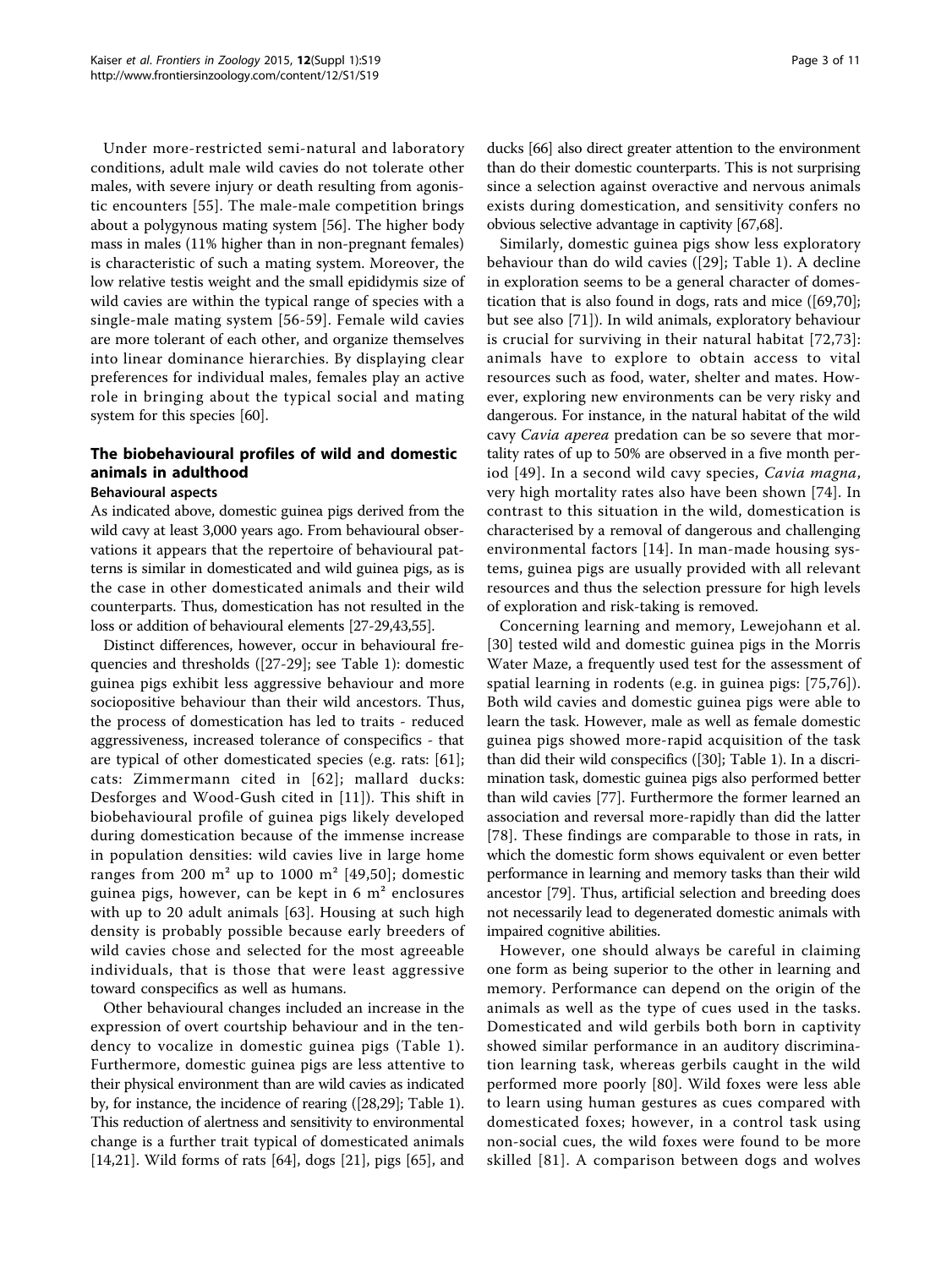Under more-restricted semi-natural and laboratory conditions, adult male wild cavies do not tolerate other males, with severe injury or death resulting from agonistic encounters [55]. The male-male competition brings about a polygynous mating system [56]. The higher body mass in males (11% higher than in non-pregnant females) is characteristic of such a mating system. Moreover, the low relative testis weight and the small epididymis size of wild cavies are within the typical range of species with a single-male mating system [56-59]. Female wild cavies are more tolerant of each other, and organize themselves into linear dominance hierarchies. By displaying clear preferences for individual males, females play an active role in bringing about the typical social and mating system for this species [60].

## The biobehavioural profiles of wild and domestic animals in adulthood

### Behavioural aspects

As indicated above, domestic guinea pigs derived from the wild cavy at least 3,000 years ago. From behavioural observations it appears that the repertoire of behavioural patterns is similar in domesticated and wild guinea pigs, as is the case in other domesticated animals and their wild counterparts. Thus, domestication has not resulted in the loss or addition of behavioural elements [27-29,43,55].

Distinct differences, however, occur in behavioural frequencies and thresholds ([27-29]; see Table 1): domestic guinea pigs exhibit less aggressive behaviour and more sociopositive behaviour than their wild ancestors. Thus, the process of domestication has led to traits - reduced aggressiveness, increased tolerance of conspecifics - that are typical of other domesticated species (e.g. rats: [61]; cats: Zimmermann cited in [62]; mallard ducks: Desforges and Wood-Gush cited in [11]). This shift in biobehavioural profile of guinea pigs likely developed during domestication because of the immense increase in population densities: wild cavies live in large home ranges from 200 m² up to 1000 m² [49,50]; domestic guinea pigs, however, can be kept in 6 m² enclosures with up to 20 adult animals [63]. Housing at such high density is probably possible because early breeders of wild cavies chose and selected for the most agreeable individuals, that is those that were least aggressive toward conspecifics as well as humans.

Other behavioural changes included an increase in the expression of overt courtship behaviour and in the tendency to vocalize in domestic guinea pigs (Table 1). Furthermore, domestic guinea pigs are less attentive to their physical environment than are wild cavies as indicated by, for instance, the incidence of rearing ([28,29]; Table 1). This reduction of alertness and sensitivity to environmental change is a further trait typical of domesticated animals [14,21]. Wild forms of rats [64], dogs [21], pigs [65], and ducks [66] also direct greater attention to the environment than do their domestic counterparts. This is not surprising since a selection against overactive and nervous animals exists during domestication, and sensitivity confers no obvious selective advantage in captivity [67,68].

Similarly, domestic guinea pigs show less exploratory behaviour than do wild cavies ([29]; Table 1). A decline in exploration seems to be a general character of domestication that is also found in dogs, rats and mice ([69,70]; but see also [71]). In wild animals, exploratory behaviour is crucial for surviving in their natural habitat [72,73]: animals have to explore to obtain access to vital resources such as food, water, shelter and mates. However, exploring new environments can be very risky and dangerous. For instance, in the natural habitat of the wild cavy *Cavia aperea* predation can be so severe that mortality rates of up to 50% are observed in a five month period [49]. In a second wild cavy species, *Cavia magna*, very high mortality rates also have been shown [74]. In contrast to this situation in the wild, domestication is characterised by a removal of dangerous and challenging environmental factors [14]. In man-made housing systems, guinea pigs are usually provided with all relevant resources and thus the selection pressure for high levels of exploration and risk-taking is removed.

Concerning learning and memory, Lewejohann et al. [30] tested wild and domestic guinea pigs in the Morris Water Maze, a frequently used test for the assessment of spatial learning in rodents (e.g. in guinea pigs: [75,76]). Both wild cavies and domestic guinea pigs were able to learn the task. However, male as well as female domestic guinea pigs showed more-rapid acquisition of the task than did their wild conspecifics ([30]; Table 1). In a discrimination task, domestic guinea pigs also performed better than wild cavies [77]. Furthermore the former learned an association and reversal more-rapidly than did the latter [78]. These findings are comparable to those in rats, in which the domestic form shows equivalent or even better performance in learning and memory tasks than their wild ancestor [79]. Thus, artificial selection and breeding does not necessarily lead to degenerated domestic animals with impaired cognitive abilities.

However, one should always be careful in claiming one form as being superior to the other in learning and memory. Performance can depend on the origin of the animals as well as the type of cues used in the tasks. Domesticated and wild gerbils both born in captivity showed similar performance in an auditory discrimination learning task, whereas gerbils caught in the wild performed more poorly [80]. Wild foxes were less able to learn using human gestures as cues compared with domesticated foxes; however, in a control task using non-social cues, the wild foxes were found to be more skilled [81]. A comparison between dogs and wolves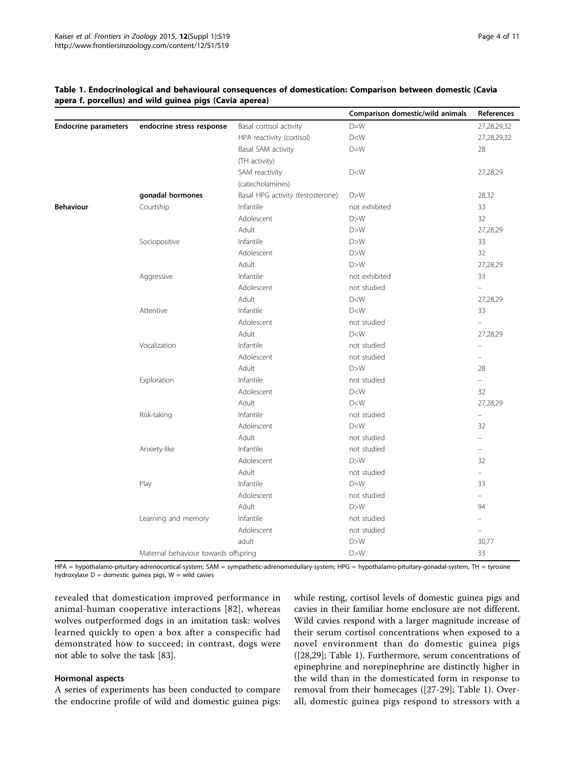**Table 1. Endocrinological and behavioural consequences of domestication: Comparison between domestic (*Cavia apera* f. *porcellus*) and wild guinea pigs (*Cavia aperea*)**

| | | | Comparison domestic/wild animals | References |
|---|---|---|---|---|
| **Endocrine parameters** | **endocrine stress response** | Basal cortisol activity | D=W | 27,28,29,32 |
| | | HPA reactivity (cortisol) | D<W | 27,28,29,32 |
| | | Basal SAM activity (TH activity) | D=W | 28 |
| | | SAM reactivity (catecholamines) | D<W | 27,28,29 |
| | **gonadal hormones** | Basal HPG activity (testosterone) | D>W | 28,32 |
| **Behaviour** | Courtship | Infantile | not exhibited | 33 |
| | | Adolescent | D>W | 32 |
| | | Adult | D>W | 27,28,29 |
| | Sociopositive | Infantile | D>W | 33 |
| | | Adolescent | D>W | 32 |
| | | Adult | D>W | 27,28,29 |
| | Aggressive | Infantile | not exhibited | 33 |
| | | Adolescent | not studied | – |
| | | Adult | D<W | 27,28,29 |
| | Attentive | Infantile | D<W | 33 |
| | | Adolescent | not studied | – |
| | | Adult | D<W | 27,28,29 |
| | Vocalization | Infantile | not studied | – |
| | | Adolescent | not studied | – |
| | | Adult | D>W | 28 |
| | Exploration | Infantile | not studied | – |
| | | Adolescent | D<W | 32 |
| | | Adult | D<W | 27,28,29 |
| | Risk-taking | Infantile | not studied | – |
| | | Adolescent | D<W | 32 |
| | | Adult | not studied | – |
| | Anxiety-like | Infantile | not studied | – |
| | | Adolescent | D>W | 32 |
| | | Adult | not studied | – |
| | Play | Infantile | D=W | 33 |
| | | Adolescent | not studied | – |
| | | Adult | D>W | 94 |
| | Learning and memory | Infantile | not studied | – |
| | | Adolescent | not studied | – |
| | | adult | D>W | 30,77 |
| | Maternal behaviour towards offspring | | D>W | 33 |

HPA = hypothalamo-pituitary-adrenocortical-system; SAM = sympathetic-adrenomedullary-system; HPG = hypothalamo-pituitary-gonadal-system, TH = tyrosine hydroxylase D = domestic guinea pigs, W = wild cavies

revealed that domestication improved performance in animal-human cooperative interactions [82], whereas wolves outperformed dogs in an imitation task: wolves learned quickly to open a box after a conspecific had demonstrated how to succeed; in contrast, dogs were not able to solve the task [83].

### Hormonal aspects

A series of experiments has been conducted to compare the endocrine profile of wild and domestic guinea pigs: while resting, cortisol levels of domestic guinea pigs and cavies in their familiar home enclosure are not different. Wild cavies respond with a larger magnitude increase of their serum cortisol concentrations when exposed to a novel environment than do domestic guinea pigs ([28,29]; Table 1). Furthermore, serum concentrations of epinephrine and norepinephrine are distinctly higher in the wild than in the domesticated form in response to removal from their homecages ([27-29]; Table 1). Overall, domestic guinea pigs respond to stressors with a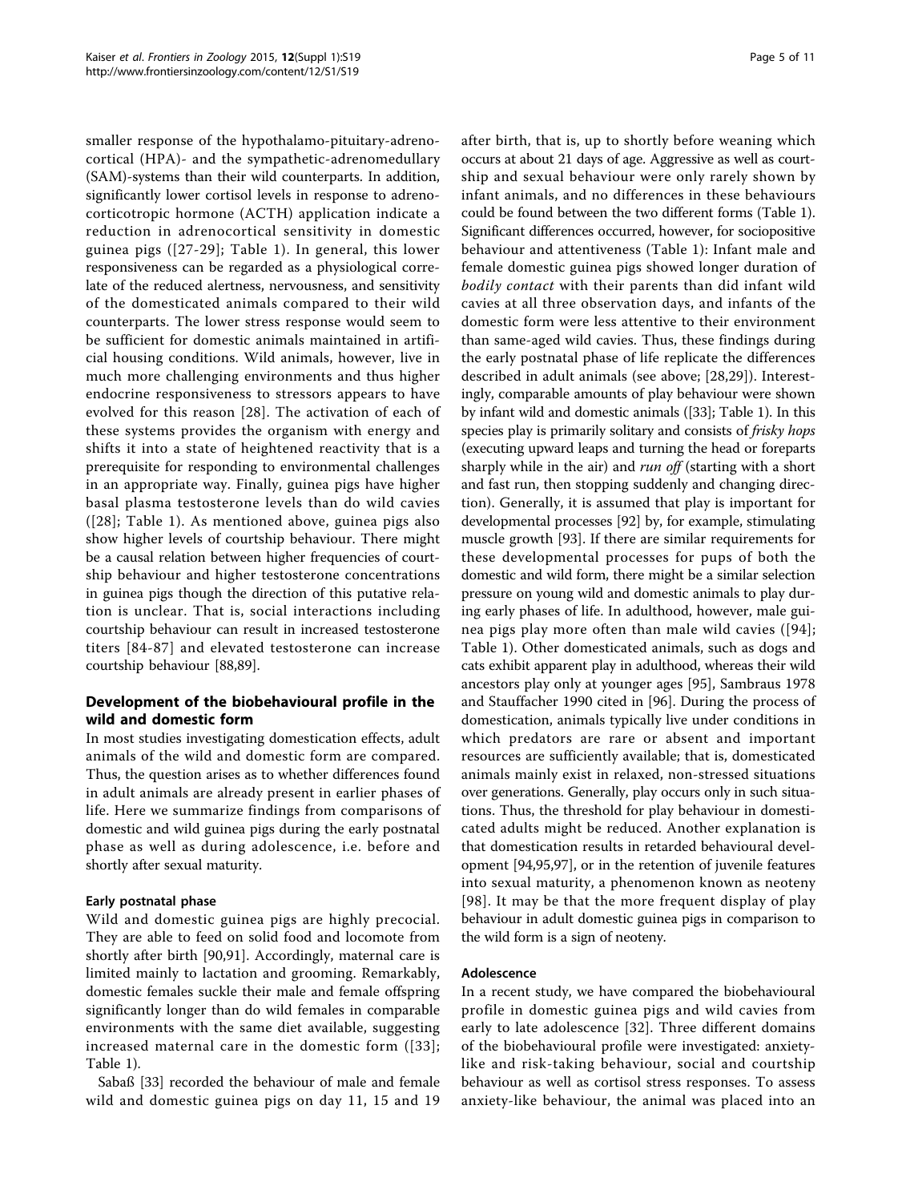smaller response of the hypothalamo-pituitary-adrenocortical (HPA)- and the sympathetic-adrenomedullary (SAM)-systems than their wild counterparts. In addition, significantly lower cortisol levels in response to adrenocorticotropic hormone (ACTH) application indicate a reduction in adrenocortical sensitivity in domestic guinea pigs ([27-29]; Table 1). In general, this lower responsiveness can be regarded as a physiological correlate of the reduced alertness, nervousness, and sensitivity of the domesticated animals compared to their wild counterparts. The lower stress response would seem to be sufficient for domestic animals maintained in artificial housing conditions. Wild animals, however, live in much more challenging environments and thus higher endocrine responsiveness to stressors appears to have evolved for this reason [28]. The activation of each of these systems provides the organism with energy and shifts it into a state of heightened reactivity that is a prerequisite for responding to environmental challenges in an appropriate way. Finally, guinea pigs have higher basal plasma testosterone levels than do wild cavies ([28]; Table 1). As mentioned above, guinea pigs also show higher levels of courtship behaviour. There might be a causal relation between higher frequencies of courtship behaviour and higher testosterone concentrations in guinea pigs though the direction of this putative relation is unclear. That is, social interactions including courtship behaviour can result in increased testosterone titers [84-87] and elevated testosterone can increase courtship behaviour [88,89].

## Development of the biobehavioural profile in the wild and domestic form

In most studies investigating domestication effects, adult animals of the wild and domestic form are compared. Thus, the question arises as to whether differences found in adult animals are already present in earlier phases of life. Here we summarize findings from comparisons of domestic and wild guinea pigs during the early postnatal phase as well as during adolescence, i.e. before and shortly after sexual maturity.

### Early postnatal phase

Wild and domestic guinea pigs are highly precocial. They are able to feed on solid food and locomote from shortly after birth [90,91]. Accordingly, maternal care is limited mainly to lactation and grooming. Remarkably, domestic females suckle their male and female offspring significantly longer than do wild females in comparable environments with the same diet available, suggesting increased maternal care in the domestic form ([33]; Table 1).

Sabaß [33] recorded the behaviour of male and female wild and domestic guinea pigs on day 11, 15 and 19 after birth, that is, up to shortly before weaning which occurs at about 21 days of age. Aggressive as well as courtship and sexual behaviour were only rarely shown by infant animals, and no differences in these behaviours could be found between the two different forms (Table 1). Significant differences occurred, however, for sociopositive behaviour and attentiveness (Table 1): Infant male and female domestic guinea pigs showed longer duration of *bodily contact* with their parents than did infant wild cavies at all three observation days, and infants of the domestic form were less attentive to their environment than same-aged wild cavies. Thus, these findings during the early postnatal phase of life replicate the differences described in adult animals (see above; [28,29]). Interestingly, comparable amounts of play behaviour were shown by infant wild and domestic animals ([33]; Table 1). In this species play is primarily solitary and consists of *frisky hops* (executing upward leaps and turning the head or foreparts sharply while in the air) and *run off* (starting with a short and fast run, then stopping suddenly and changing direction). Generally, it is assumed that play is important for developmental processes [92] by, for example, stimulating muscle growth [93]. If there are similar requirements for these developmental processes for pups of both the domestic and wild form, there might be a similar selection pressure on young wild and domestic animals to play during early phases of life. In adulthood, however, male guinea pigs play more often than male wild cavies ([94]; Table 1). Other domesticated animals, such as dogs and cats exhibit apparent play in adulthood, whereas their wild ancestors play only at younger ages [95], Sambraus 1978 and Stauffacher 1990 cited in [96]. During the process of domestication, animals typically live under conditions in which predators are rare or absent and important resources are sufficiently available; that is, domesticated animals mainly exist in relaxed, non-stressed situations over generations. Generally, play occurs only in such situations. Thus, the threshold for play behaviour in domesticated adults might be reduced. Another explanation is that domestication results in retarded behavioural development [94,95,97], or in the retention of juvenile features into sexual maturity, a phenomenon known as neoteny [98]. It may be that the more frequent display of play behaviour in adult domestic guinea pigs in comparison to the wild form is a sign of neoteny.

### Adolescence

In a recent study, we have compared the biobehavioural profile in domestic guinea pigs and wild cavies from early to late adolescence [32]. Three different domains of the biobehavioural profile were investigated: anxiety-like and risk-taking behaviour, social and courtship behaviour as well as cortisol stress responses. To assess anxiety-like behaviour, the animal was placed into an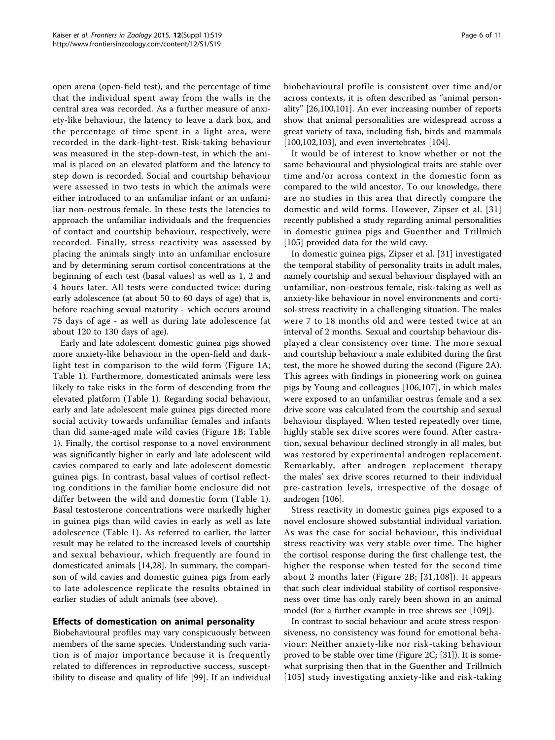open arena (open-field test), and the percentage of time that the individual spent away from the walls in the central area was recorded. As a further measure of anxiety-like behaviour, the latency to leave a dark box, and the percentage of time spent in a light area, were recorded in the dark-light-test. Risk-taking behaviour was measured in the step-down-test, in which the animal is placed on an elevated platform and the latency to step down is recorded. Social and courtship behaviour were assessed in two tests in which the animals were either introduced to an unfamiliar infant or an unfamiliar non-oestrous female. In these tests the latencies to approach the unfamiliar individuals and the frequencies of contact and courtship behaviour, respectively, were recorded. Finally, stress reactivity was assessed by placing the animals singly into an unfamiliar enclosure and by determining serum cortisol concentrations at the beginning of each test (basal values) as well as 1, 2 and 4 hours later. All tests were conducted twice: during early adolescence (at about 50 to 60 days of age) that is, before reaching sexual maturity - which occurs around 75 days of age - as well as during late adolescence (at about 120 to 130 days of age).

Early and late adolescent domestic guinea pigs showed more anxiety-like behaviour in the open-field and dark-light test in comparison to the wild form (Figure 1A; Table 1). Furthermore, domesticated animals were less likely to take risks in the form of descending from the elevated platform (Table 1). Regarding social behaviour, early and late adolescent male guinea pigs directed more social activity towards unfamiliar females and infants than did same-aged male wild cavies (Figure 1B; Table 1). Finally, the cortisol response to a novel environment was significantly higher in early and late adolescent wild cavies compared to early and late adolescent domestic guinea pigs. In contrast, basal values of cortisol reflecting conditions in the familiar home enclosure did not differ between the wild and domestic form (Table 1). Basal testosterone concentrations were markedly higher in guinea pigs than wild cavies in early as well as late adolescence (Table 1). As referred to earlier, the latter result may be related to the increased levels of courtship and sexual behaviour, which frequently are found in domesticated animals [14,28]. In summary, the comparison of wild cavies and domestic guinea pigs from early to late adolescence replicate the results obtained in earlier studies of adult animals (see above).

## Effects of domestication on animal personality

Biobehavioural profiles may vary conspicuously between members of the same species. Understanding such variation is of major importance because it is frequently related to differences in reproductive success, susceptibility to disease and quality of life [99]. If an individual biobehavioural profile is consistent over time and/or across contexts, it is often described as "animal personality" [26,100,101]. An ever increasing number of reports show that animal personalities are widespread across a great variety of taxa, including fish, birds and mammals [100,102,103], and even invertebrates [104].

It would be of interest to know whether or not the same behavioural and physiological traits are stable over time and/or across context in the domestic form as compared to the wild ancestor. To our knowledge, there are no studies in this area that directly compare the domestic and wild forms. However, Zipser et al. [31] recently published a study regarding animal personalities in domestic guinea pigs and Guenther and Trillmich [105] provided data for the wild cavy.

In domestic guinea pigs, Zipser et al. [31] investigated the temporal stability of personality traits in adult males, namely courtship and sexual behaviour displayed with an unfamiliar, non-oestrous female, risk-taking as well as anxiety-like behaviour in novel environments and cortisol-stress reactivity in a challenging situation. The males were 7 to 18 months old and were tested twice at an interval of 2 months. Sexual and courtship behaviour displayed a clear consistency over time. The more sexual and courtship behaviour a male exhibited during the first test, the more he showed during the second (Figure 2A). This agrees with findings in pioneering work on guinea pigs by Young and colleagues [106,107], in which males were exposed to an unfamiliar oestrus female and a sex drive score was calculated from the courtship and sexual behaviour displayed. When tested repeatedly over time, highly stable sex drive scores were found. After castration, sexual behaviour declined strongly in all males, but was restored by experimental androgen replacement. Remarkably, after androgen replacement therapy the males' sex drive scores returned to their individual pre-castration levels, irrespective of the dosage of androgen [106].

Stress reactivity in domestic guinea pigs exposed to a novel enclosure showed substantial individual variation. As was the case for social behaviour, this individual stress reactivity was very stable over time. The higher the cortisol response during the first challenge test, the higher the response when tested for the second time about 2 months later (Figure 2B; [31,108]). It appears that such clear individual stability of cortisol responsiveness over time has only rarely been shown in an animal model (for a further example in tree shrews see [109]).

In contrast to social behaviour and acute stress responsiveness, no consistency was found for emotional behaviour: Neither anxiety-like nor risk-taking behaviour proved to be stable over time (Figure 2C; [31]). It is somewhat surprising then that in the Guenther and Trillmich [105] study investigating anxiety-like and risk-taking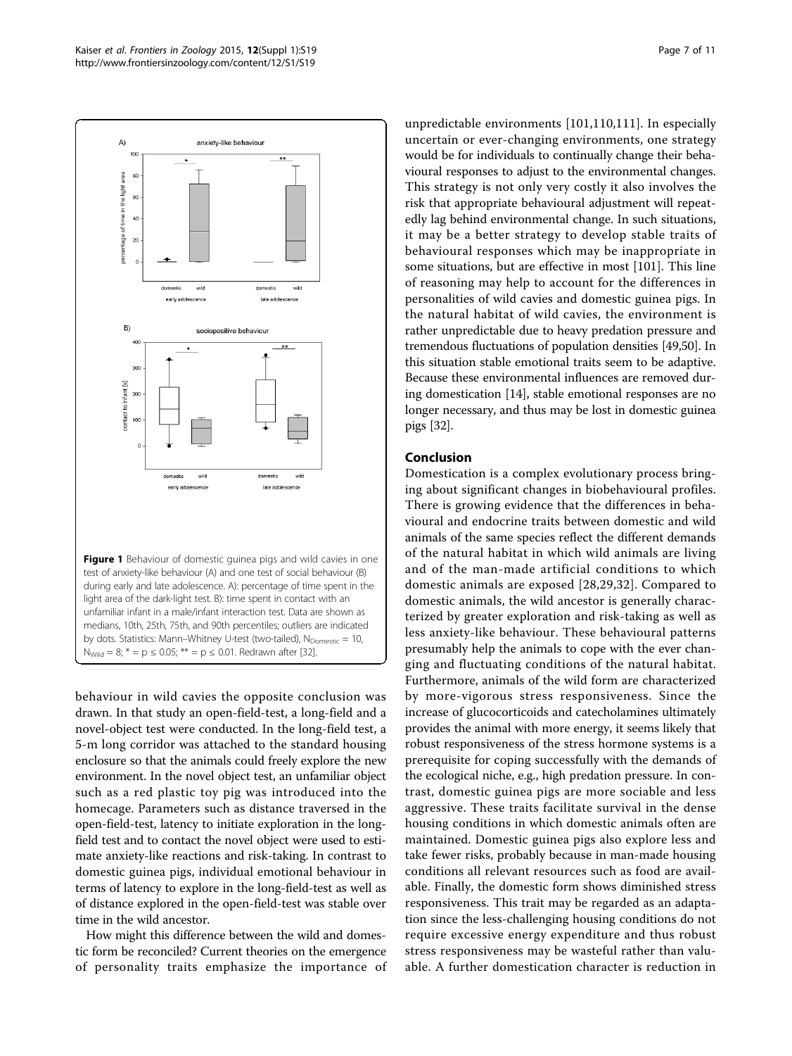Figure 1 Behaviour of domestic guinea pigs and wild cavies in one test of anxiety-like behaviour (A) and one test of social behaviour (B) during early and late adolescence. A): percentage of time spent in the light area of the dark-light test. B): time spent in contact with an unfamiliar infant in a male/infant interaction test. Data are shown as medians, 10th, 25th, 75th, and 90th percentiles; outliers are indicated by dots. Statistics: Mann–Whitney U-test (two-tailed), $N_{Domestic} = 10$, $N_{Wild} = 8$; * = $p \leq 0.05$; ** = $p \leq 0.01$. Redrawn after [32].

behaviour in wild cavies the opposite conclusion was drawn. In that study an open-field-test, a long-field and a novel-object test were conducted. In the long-field test, a 5-m long corridor was attached to the standard housing enclosure so that the animals could freely explore the new environment. In the novel object test, an unfamiliar object such as a red plastic toy pig was introduced into the homecage. Parameters such as distance traversed in the open-field-test, latency to initiate exploration in the long-field test and to contact the novel object were used to estimate anxiety-like reactions and risk-taking. In contrast to domestic guinea pigs, individual emotional behaviour in terms of latency to explore in the long-field-test as well as of distance explored in the open-field-test was stable over time in the wild ancestor.

How might this difference between the wild and domestic form be reconciled? Current theories on the emergence of personality traits emphasize the importance of unpredictable environments [101,110,111]. In especially uncertain or ever-changing environments, one strategy would be for individuals to continually change their behavioural responses to adjust to the environmental changes. This strategy is not only very costly it also involves the risk that appropriate behavioural adjustment will repeatedly lag behind environmental change. In such situations, it may be a better strategy to develop stable traits of behavioural responses which may be inappropriate in some situations, but are effective in most [101]. This line of reasoning may help to account for the differences in personalities of wild cavies and domestic guinea pigs. In the natural habitat of wild cavies, the environment is rather unpredictable due to heavy predation pressure and tremendous fluctuations of population densities [49,50]. In this situation stable emotional traits seem to be adaptive. Because these environmental influences are removed during domestication [14], stable emotional responses are no longer necessary, and thus may be lost in domestic guinea pigs [32].

## Conclusion

Domestication is a complex evolutionary process bringing about significant changes in biobehavioural profiles. There is growing evidence that the differences in behavioural and endocrine traits between domestic and wild animals of the same species reflect the different demands of the natural habitat in which wild animals are living and of the man-made artificial conditions to which domestic animals are exposed [28,29,32]. Compared to domestic animals, the wild ancestor is generally characterized by greater exploration and risk-taking as well as less anxiety-like behaviour. These behavioural patterns presumably help the animals to cope with the ever changing and fluctuating conditions of the natural habitat. Furthermore, animals of the wild form are characterized by more-vigorous stress responsiveness. Since the increase of glucocorticoids and catecholamines ultimately provides the animal with more energy, it seems likely that robust responsiveness of the stress hormone systems is a prerequisite for coping successfully with the demands of the ecological niche, e.g., high predation pressure. In contrast, domestic guinea pigs are more sociable and less aggressive. These traits facilitate survival in the dense housing conditions in which domestic animals often are maintained. Domestic guinea pigs also explore less and take fewer risks, probably because in man-made housing conditions all relevant resources such as food are available. Finally, the domestic form shows diminished stress responsiveness. This trait may be regarded as an adaptation since the less-challenging housing conditions do not require excessive energy expenditure and thus robust stress responsiveness may be wasteful rather than valuable. A further domestication character is reduction in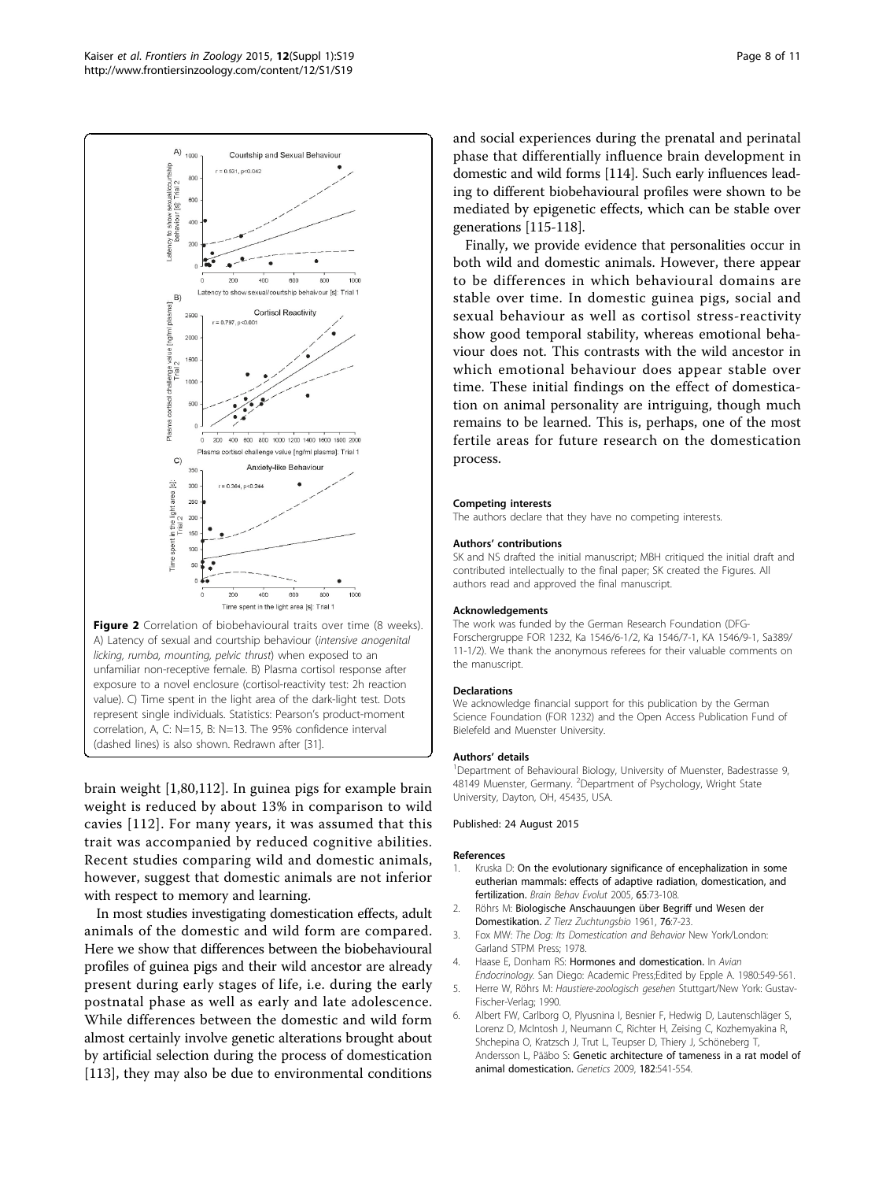Figure 2 Correlation of biobehavioural traits over time (8 weeks). A) Latency of sexual and courtship behaviour (*intensive anogenital licking, rumba, mounting, pelvic thrust*) when exposed to an unfamiliar non-receptive female. B) Plasma cortisol response after exposure to a novel enclosure (cortisol-reactivity test: 2h reaction value). C) Time spent in the light area of the dark-light test. Dots represent single individuals. Statistics: Pearson's product-moment correlation, A, C: N=15, B: N=13. The 95% confidence interval (dashed lines) is also shown. Redrawn after [31].

brain weight [1,80,112]. In guinea pigs for example brain weight is reduced by about 13% in comparison to wild cavies [112]. For many years, it was assumed that this trait was accompanied by reduced cognitive abilities. Recent studies comparing wild and domestic animals, however, suggest that domestic animals are not inferior with respect to memory and learning.

In most studies investigating domestication effects, adult animals of the domestic and wild form are compared. Here we show that differences between the biobehavioural profiles of guinea pigs and their wild ancestor are already present during early stages of life, i.e. during the early postnatal phase as well as early and late adolescence. While differences between the domestic and wild form almost certainly involve genetic alterations brought about by artificial selection during the process of domestication [113], they may also be due to environmental conditions and social experiences during the prenatal and perinatal phase that differentially influence brain development in domestic and wild forms [114]. Such early influences leading to different biobehavioural profiles were shown to be mediated by epigenetic effects, which can be stable over generations [115-118].

Finally, we provide evidence that personalities occur in both wild and domestic animals. However, there appear to be differences in which behavioural domains are stable over time. In domestic guinea pigs, social and sexual behaviour as well as cortisol stress-reactivity show good temporal stability, whereas emotional behaviour does not. This contrasts with the wild ancestor in which emotional behaviour does appear stable over time. These initial findings on the effect of domestication on animal personality are intriguing, though much remains to be learned. This is, perhaps, one of the most fertile areas for future research on the domestication process.

#### Competing interests

The authors declare that they have no competing interests.

#### Authors' contributions

SK and NS drafted the initial manuscript; MBH critiqued the initial draft and contributed intellectually to the final paper; SK created the Figures. All authors read and approved the final manuscript.

#### Acknowledgements

The work was funded by the German Research Foundation (DFG-Forschergruppe FOR 1232, Ka 1546/6-1/2, Ka 1546/7-1, KA 1546/9-1, Sa389/11-1/2). We thank the anonymous referees for their valuable comments on the manuscript.

#### Declarations

We acknowledge financial support for this publication by the German Science Foundation (FOR 1232) and the Open Access Publication Fund of Bielefeld and Muenster University.

#### Authors' details

[1]Department of Behavioural Biology, University of Muenster, Badestrasse 9, 48149 Muenster, Germany. [2]Department of Psychology, Wright State University, Dayton, OH, 45435, USA.

Published: 24 August 2015

#### References

1. Kruska D: **On the evolutionary significance of encephalization in some eutherian mammals: effects of adaptive radiation, domestication, and fertilization.** *Brain Behav Evolut* 2005, **65**:73-108.
2. Röhrs M: **Biologische Anschauungen über Begriff und Wesen der Domestikation.** *Z Tierz Zuchtungsbio* 1961, **76**:7-23.
3. Fox MW: *The Dog: Its Domestication and Behavior* New York/London: Garland STPM Press; 1978.
4. Haase E, Donham RS: **Hormones and domestication.** In *Avian Endocrinology.* San Diego: Academic Press;Edited by Epple A. 1980:549-561.
5. Herre W, Röhrs M: *Haustiere-zoologisch gesehen* Stuttgart/New York: Gustav-Fischer-Verlag; 1990.
6. Albert FW, Carlborg O, Plyusnina I, Besnier F, Hedwig D, Lautenschläger S, Lorenz D, McIntosh J, Neumann C, Richter H, Zeising C, Kozhemyakina R, Shchepina O, Kratzsch J, Trut L, Teupser D, Thiery J, Schöneberg T, Andersson L, Pääbo S: **Genetic architecture of tameness in a rat model of animal domestication.** *Genetics* 2009, **182**:541-554.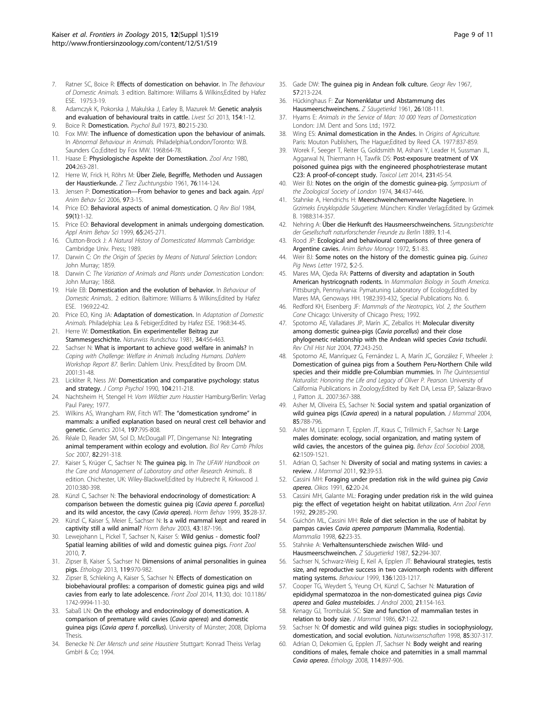7. Ratner SC, Boice R: **Effects of domestication on behavior.** In *The Behaviour of Domestic Animals.* 3 edition. Baltimore: Williams & Wilkins;Edited by Hafez ESE. 1975:3-19.
8. Adamczyk K, Pokorska J, Makulska J, Earley B, Mazurek M: **Genetic analysis and evaluation of behavioural traits in cattle.** *Livest Sci* 2013, **154**:1-12.
9. Boice R: **Domestication.** *Psychol Bull* 1973, **80**:215-230.
10. Fox MW: **The influence of domestication upon the behaviour of animals.** In *Abnormal Behaviour in Animals.* Philadelphia/London/Toronto: W.B. Saunders Co.;Edited by Fox MW. 1968:64-78.
11. Haase E: **Physiologische Aspekte der Domestikation.** *Zool Anz* 1980, **204**:263-281.
12. Herre W, Frick H, Röhrs M: **Über Ziele, Begriffe, Methoden und Aussagen der Haustierkunde.** *Z Tierz Zuchtungsbio* 1961, **76**:114-124.
13. Jensen P: **Domestication—From behavior to genes and back again.** *Appl Anim Behav Sci* 2006, **97**:3-15.
14. Price EO: **Behavioral aspects of animal domestication.** *Q Rev Biol* 1984, **59(1)**:1-32.
15. Price EO: **Behavioral development in animals undergoing domestication.** *Appl Anim Behav Sci* 1999, **65**:245-271.
16. Clutton-Brock J: *A Natural History of Domesticated Mammals* Cambridge: Cambridge Univ. Press; 1989.
17. Darwin C: *On the Origin of Species by Means of Natural Selection* London: John Murray; 1859.
18. Darwin C: *The Variation of Animals and Plants under Domestication* London: John Murray; 1868.
19. Hale EB: **Domestication and the evolution of behavior.** In *Behaviour of Domestic Animals..* 2 edition. Baltimore: Williams & Wilkins;Edited by Hafez ESE. 1969:22-42.
20. Price EO, King JA: **Adaptation of domestication.** In *Adaptation of Domestic Animals.* Philadelphia: Lea & Febiger;Edited by Hafez ESE. 1968:34-45.
21. Herre W: **Domestikation. Ein experimenteller Beitrag zur Stammesgeschichte.** *Naturwiss Rundschau* 1981, **34**:456-463.
22. Sachser N: **What is important to achieve good welfare in animals?** In *Coping with Challenge: Welfare in Animals Including Humans. Dahlem Workshop Report 87.* Berlin: Dahlem Univ. Press;Edited by Broom DM. 2001:31-48.
23. Lickliter R, Ness JW: **Domestication and comparative psychology: status and strategy.** *J Comp Psychol* 1990, **104**:211-218.
24. Nachtsheim H, Stengel H: *Vom Wildtier zum Haustier* Hamburg/Berlin: Verlag Paul Parey; 1977.
25. Wilkins AS, Wrangham RW, Fitch WT: **The "domestication syndrome" in mammals: a unified explanation based on neural crest cell behavior and genetic.** *Genetics* 2014, **197**:795-808.
26. Réale D, Reader SM, Sol D, McDougall PT, Dingemanse NJ: **Integrating animal temperament within ecology and evolution.** *Biol Rev Camb Philos Soc* 2007, **82**:291-318.
27. Kaiser S, Krüger C, Sachser N: **The guinea pig.** In *The UFAW Handbook on the Care and Management of Laboratory and other Research Animals..* 8 edition. Chichester, UK: Wiley-Blackwell;Edited by Hubrecht R, Kirkwood J. 2010:380-398.
28. Künzl C, Sachser N: **The behavioral endocrinology of domestication: A comparison between the domestic guinea pig (*Cavia aperea* f. *porcellus*) and its wild ancestor, the cavy (*Cavia aperea*).** *Horm Behav* 1999, **35**:28-37.
29. Künzl C, Kaiser S, Meier E, Sachser N: **Is a wild mammal kept and reared in captivity still a wild animal?** *Horm Behav* 2003, **43**:187-196.
30. Lewejohann L, Pickel T, Sachser N, Kaiser S: **Wild genius - domestic fool? Spatial learning abilities of wild and domestic guinea pigs.** *Front Zool* 2010, **7**.
31. Zipser B, Kaiser S, Sachser N: **Dimensions of animal personalities in guinea pigs.** *Ethology* 2013, **119**:970-982.
32. Zipser B, Schleking A, Kaiser S, Sachser N: **Effects of domestication on biobehavioural profiles: a comparison of domestic guinea pigs and wild cavies from early to late adolescence.** *Front Zool* 2014, **11**:30, doi: 10.1186/1742-9994-11-30.
33. Sabaß LN: **On the ethology and endocrinology of domestication. A comparison of premature wild cavies (*Cavia aperea*) and domestic guinea pigs (*Cavia apera* f. *porcellus*).** University of Münster; 2008, Diploma Thesis.
34. Benecke N: *Der Mensch und seine Haustiere* Stuttgart: Konrad Theiss Verlag GmbH & Co; 1994.
35. Gade DW: **The guinea pig in Andean folk culture.** *Geogr Rev* 1967, **57**:213-224.
36. Hückinghaus F: **Zur Nomenklatur und Abstammung des Hausmeerschweinchens.** *Z Säugetierkd* 1961, **26**:108-111.
37. Hyams E: *Animals in the Service of Man: 10 000 Years of Domestication* London: J.M. Dent and Sons Ltd.; 1972.
38. Wing ES: **Animal domestication in the Andes.** In *Origins of Agriculture.* Paris: Mouton Publishers, The Hague;Edited by Reed CA. 1977:837-859.
39. Worek F, Seeger T, Reiter G, Goldsmith M, Ashani Y, Leader H, Sussman JL, Aggarwal N, Thiermann H, Tawfik DS: **Post-exposure treatment of VX poisoned guinea pigs with the engineered phosphotriesterase mutant C23: A proof-of-concept study.** *Toxicol Lett* 2014, **231**:45-54.
40. Weir BJ: **Notes on the origin of the domestic guinea-pig.** *Symposium of the Zoological Society of London* 1974, **34**:437-446.
41. Stahnke A, Hendrichs H: **Meerschweinchenverwandte Nagetiere.** In *Grzimeks Enzyklopädie Säugetiere.* München: Kindler Verlag;Edited by Grzimek B. 1988:314-357.
42. Nehring A: **Über die Herkunft des Hausmeerschweinchens.** *Sitzungsberichte der Gesellschaft naturforschender Freunde zu Berlin* 1889, **1**:1-4.
43. Rood JP: **Ecological and behavioural comparisons of three genera of Argentine cavies.** *Anim Behav Monogr* 1972, **5**:1-83.
44. Weir BJ: **Some notes on the history of the domestic guinea pig.** *Guinea Pig News Letter* 1972, **5**:2-5.
45. Mares MA, Ojeda RA: **Patterns of diversity and adaptation in South American hystricognath rodents.** In *Mammalian Biology in South America.* Pittsburgh, Pennsylvania: Pymatuning Laboratory of Ecology;Edited by Mares MA, Genoways HH. 1982:393-432, Special Publications No. 6.
46. Redford KH, Eisenberg JF: *Mammals of the Neotropics, Vol. 2, the Southern Cone* Chicago: University of Chicago Press; 1992.
47. Spotorno AE, Valladares JP, Marín JC, Zeballos H: **Molecular diversity among domestic guinea-pigs (*Cavia porcellus*) and their close phylogenetic relationship with the Andean wild species *Cavia tschudii*.** *Rev Chil Hist Nat* 2004, **77**:243-250.
48. Spotorno AE, Manríquez G, Fernández L. A, Marín JC, González F, Wheeler J: **Domestication of guinea pigs from a Southern Peru-Northern Chile wild species and their middle pre-Columbian mummies.** In *The Quintessential Naturalist: Honoring the Life and Legacy of Oliver P. Pearson.* University of California Publications in Zoology;Edited by Kelt DA, Lessa EP, Salazar-Bravo J, Patton JL. 2007:367-388.
49. Asher M, Oliveira ES, Sachser N: **Social system and spatial organization of wild guinea pigs (*Cavia aperea*) in a natural population.** *J Mammal* 2004, **85**:788-796.
50. Asher M, Lippmann T, Epplen JT, Kraus C, Trillmich F, Sachser N: **Large males dominate: ecology, social organization, and mating system of wild cavies, the ancestors of the guinea pig.** *Behav Ecol Sociobiol* 2008, **62**:1509-1521.
51. Adrian O, Sachser N: **Diversity of social and mating systems in cavies: a review.** *J Mammal* 2011, **92**:39-53.
52. Cassini MH: **Foraging under predation risk in the wild guinea pig *Cavia aperea*.** *Oikos* 1991, **62**:20-24.
53. Cassini MH, Galante ML: **Foraging under predation risk in the wild guinea pig: the effect of vegetation height on habitat utilization.** *Ann Zool Fenn* 1992, **29**:285-290.
54. Guichón ML, Cassini MH: **Role of diet selection in the use of habitat by pampas cavies *Cavia aperea pamparum* (Mammalia, Rodentia).** *Mammalia* 1998, **62**:23-35.
55. Stahnke A: **Verhaltensunterschiede zwischen Wild- und Hausmeerschweinchen.** *Z Säugetierkd* 1987, **52**:294-307.
56. Sachser N, Schwarz-Weig E, Keil A, Epplen JT: **Behavioural strategies, testis size, and reproductive success in two caviomorph rodents with different mating systems.** *Behaviour* 1999, **136**:1203-1217.
57. Cooper TG, Weydert S, Yeung CH, Künzl C, Sachser N: **Maturation of epididymal spermatozoa in the non-domesticated guinea pigs *Cavia aperea* and *Galea musteloides*.** *J Androl* 2000, **21**:154-163.
58. Kenagy GJ, Trombulak SC: **Size and function of mammalian testes in relation to body size.** *J Mammal* 1986, **67**:1-22.
59. Sachser N: **Of domestic and wild guinea pigs: studies in sociophysiology, domestication, and social evolution.** *Naturwissenschaften* 1998, **85**:307-317.
60. Adrian O, Dekomien G, Epplen JT, Sachser N: **Body weight and rearing conditions of males, female choice and paternities in a small mammal *Cavia aperea*.** *Ethology* 2008, **114**:897-906.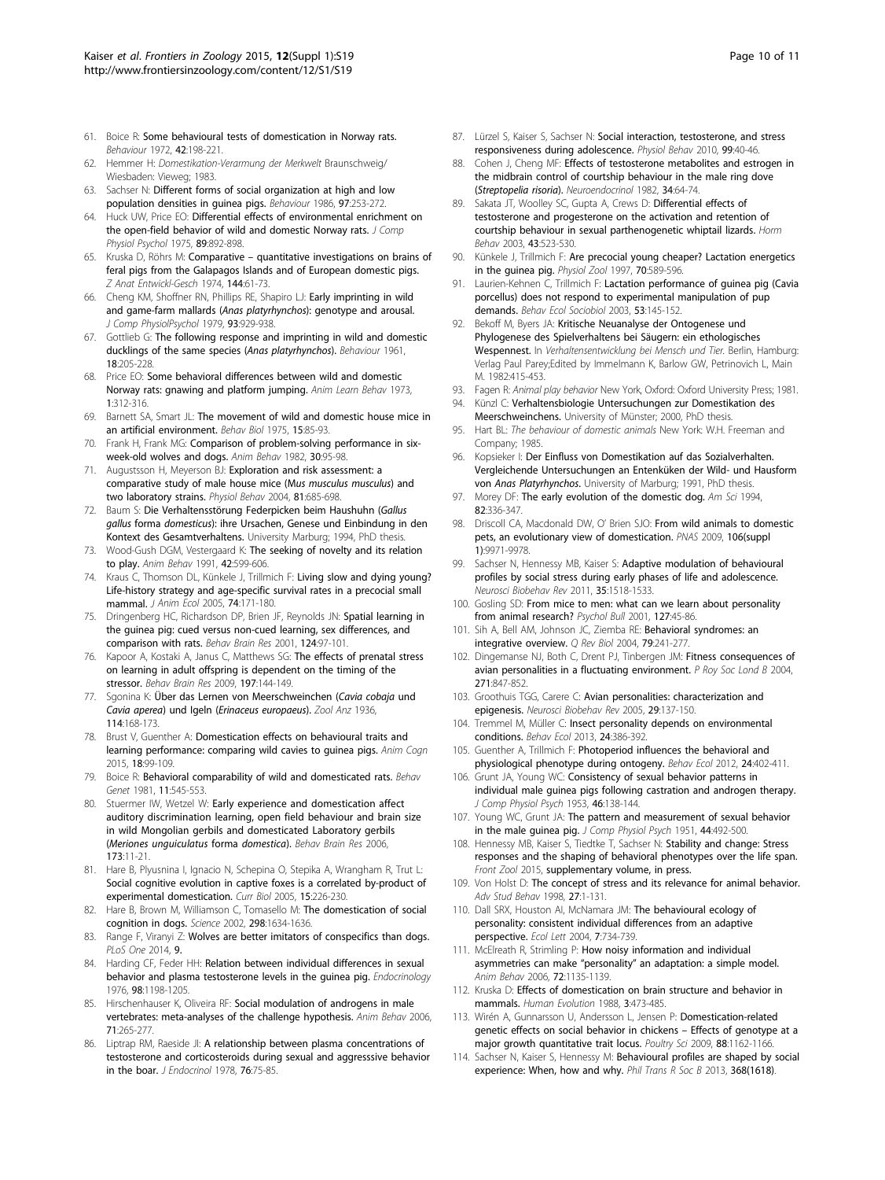61. Boice R: **Some behavioural tests of domestication in Norway rats.** *Behaviour* 1972, **42**:198-221.
62. Hemmer H: *Domestikation-Verarmung der Merkwelt* Braunschweig/ Wiesbaden: Vieweg; 1983.
63. Sachser N: **Different forms of social organization at high and low population densities in guinea pigs.** *Behaviour* 1986, **97**:253-272.
64. Huck UW, Price EO: **Differential effects of environmental enrichment on the open-field behavior of wild and domestic Norway rats.** *J Comp Physiol Psychol* 1975, **89**:892-898.
65. Kruska D, Röhrs M: **Comparative – quantitative investigations on brains of feral pigs from the Galapagos Islands and of European domestic pigs.** *Z Anat Entwickl-Gesch* 1974, **144**:61-73.
66. Cheng KM, Shoffner RN, Phillips RE, Shapiro LJ: **Early imprinting in wild and game-farm mallards (*Anas platyrhynchos*): genotype and arousal.** *J Comp PhysiolPsychol* 1979, **93**:929-938.
67. Gottlieb G: **The following response and imprinting in wild and domestic ducklings of the same species (*Anas platyrhynchos*).** *Behaviour* 1961, **18**:205-228.
68. Price EO: **Some behavioral differences between wild and domestic Norway rats: gnawing and platform jumping.** *Anim Learn Behav* 1973, **1**:312-316.
69. Barnett SA, Smart JL: **The movement of wild and domestic house mice in an artificial environment.** *Behav Biol* 1975, **15**:85-93.
70. Frank H, Frank MG: **Comparison of problem-solving performance in six-week-old wolves and dogs.** *Anim Behav* 1982, **30**:95-98.
71. Augustsson H, Meyerson BJ: **Exploration and risk assessment: a comparative study of male house mice (*Mus musculus musculus*) and two laboratory strains.** *Physiol Behav* 2004, **81**:685-698.
72. Baum S: **Die Verhaltensstörung Federpicken beim Haushuhn (*Gallus gallus* forma *domesticus*): ihre Ursachen, Genese und Einbindung in den Kontext des Gesamtverhaltens.** University Marburg; 1994, PhD thesis.
73. Wood-Gush DGM, Vestergaard K: **The seeking of novelty and its relation to play.** *Anim Behav* 1991, **42**:599-606.
74. Kraus C, Thomson DL, Künkele J, Trillmich F: **Living slow and dying young? Life-history strategy and age-specific survival rates in a precocial small mammal.** *J Anim Ecol* 2005, **74**:171-180.
75. Dringenberg HC, Richardson DP, Brien JF, Reynolds JN: **Spatial learning in the guinea pig: cued versus non-cued learning, sex differences, and comparison with rats.** *Behav Brain Res* 2001, **124**:97-101.
76. Kapoor A, Kostaki A, Janus C, Matthews SG: **The effects of prenatal stress on learning in adult offspring is dependent on the timing of the stressor.** *Behav Brain Res* 2009, **197**:144-149.
77. Sgonina K: **Über das Lernen von Meerschweinchen (*Cavia cobaja* und *Cavia aperea*) und Igeln (*Erinaceus europaeus*).** *Zool Anz* 1936, **114**:168-173.
78. Brust V, Guenther A: **Domestication effects on behavioural traits and learning performance: comparing wild cavies to guinea pigs.** *Anim Cogn* 2015, **18**:99-109.
79. Boice R: **Behavioral comparability of wild and domesticated rats.** *Behav Genet* 1981, **11**:545-553.
80. Stuermer IW, Wetzel W: **Early experience and domestication affect auditory discrimination learning, open field behaviour and brain size in wild Mongolian gerbils and domesticated Laboratory gerbils (*Meriones unguiculatus* forma *domestica*).** *Behav Brain Res* 2006, **173**:11-21.
81. Hare B, Plyusnina I, Ignacio N, Schepina O, Stepika A, Wrangham R, Trut L: **Social cognitive evolution in captive foxes is a correlated by-product of experimental domestication.** *Curr Biol* 2005, **15**:226-230.
82. Hare B, Brown M, Williamson C, Tomasello M: **The domestication of social cognition in dogs.** *Science* 2002, **298**:1634-1636.
83. Range F, Viranyi Z: **Wolves are better imitators of conspecifics than dogs.** *PLoS One* 2014, **9**.
84. Harding CF, Feder HH: **Relation between individual differences in sexual behavior and plasma testosterone levels in the guinea pig.** *Endocrinology* 1976, **98**:1198-1205.
85. Hirschenhauser K, Oliveira RF: **Social modulation of androgens in male vertebrates: meta-analyses of the challenge hypothesis.** *Anim Behav* 2006, **71**:265-277.
86. Liptrap RM, Raeside JI: **A relationship between plasma concentrations of testosterone and corticosteroids during sexual and aggresssive behavior in the boar.** *J Endocrinol* 1978, **76**:75-85.
87. Lürzel S, Kaiser S, Sachser N: **Social interaction, testosterone, and stress responsiveness during adolescence.** *Physiol Behav* 2010, **99**:40-46.
88. Cohen J, Cheng MF: **Effects of testosterone metabolites and estrogen in the midbrain control of courtship behaviour in the male ring dove (*Streptopelia risoria*).** *Neuroendocrinol* 1982, **34**:64-74.
89. Sakata JT, Woolley SC, Gupta A, Crews D: **Differential effects of testosterone and progesterone on the activation and retention of courtship behaviour in sexual parthenogenetic whiptail lizards.** *Horm Behav* 2003, **43**:523-530.
90. Künkele J, Trillmich F: **Are precocial young cheaper? Lactation energetics in the guinea pig.** *Physiol Zool* 1997, **70**:589-596.
91. Laurien-Kehnen C, Trillmich F: **Lactation performance of guinea pig (Cavia porcellus) does not respond to experimental manipulation of pup demands.** *Behav Ecol Sociobiol* 2003, **53**:145-152.
92. Bekoff M, Byers JA: **Kritische Neuanalyse der Ontogenese und Phylogenese des Spielverhaltens bei Säugern: ein ethologisches Wespennest.** In *Verhaltensentwicklung bei Mensch und Tier.* Berlin, Hamburg: Verlag Paul Parey;Edited by Immelmann K, Barlow GW, Petrinovich L, Main M. 1982:415-453.
93. Fagen R: *Animal play behavior* New York, Oxford: Oxford University Press; 1981.
94. Künzl C: **Verhaltensbiologie Untersuchungen zur Domestikation des Meerschweinchens.** University of Münster; 2000, PhD thesis.
95. Hart BL: *The behaviour of domestic animals* New York: W.H. Freeman and Company; 1985.
96. Kopsieker I: **Der Einfluss von Domestikation auf das Sozialverhalten. Vergleichende Untersuchungen an Entenküken der Wild- und Hausform von *Anas Platyrhynchos*.** University of Marburg; 1991, PhD thesis.
97. Morey DF: **The early evolution of the domestic dog.** *Am Sci* 1994, **82**:336-347.
98. Driscoll CA, Macdonald DW, O' Brien SJO: **From wild animals to domestic pets, an evolutionary view of domestication.** *PNAS* 2009, **106(suppl 1)**:9971-9978.
99. Sachser N, Hennessy MB, Kaiser S: **Adaptive modulation of behavioural profiles by social stress during early phases of life and adolescence.** *Neurosci Biobehav Rev* 2011, **35**:1518-1533.
100. Gosling SD: **From mice to men: what can we learn about personality from animal research?** *Psychol Bull* 2001, **127**:45-86.
101. Sih A, Bell AM, Johnson JC, Ziemba RE: **Behavioral syndromes: an integrative overview.** *Q Rev Biol* 2004, **79**:241-277.
102. Dingemanse NJ, Both C, Drent PJ, Tinbergen JM: **Fitness consequences of avian personalities in a fluctuating environment.** *P Roy Soc Lond B* 2004, **271**:847-852.
103. Groothuis TGG, Carere C: **Avian personalities: characterization and epigenesis.** *Neurosci Biobehav Rev* 2005, **29**:137-150.
104. Tremmel M, Müller C: **Insect personality depends on environmental conditions.** *Behav Ecol* 2013, **24**:386-392.
105. Guenther A, Trillmich F: **Photoperiod influences the behavioral and physiological phenotype during ontogeny.** *Behav Ecol* 2012, **24**:402-411.
106. Grunt JA, Young WC: **Consistency of sexual behavior patterns in individual male guinea pigs following castration and androgen therapy.** *J Comp Physiol Psych* 1953, **46**:138-144.
107. Young WC, Grunt JA: **The pattern and measurement of sexual behavior in the male guinea pig.** *J Comp Physiol Psych* 1951, **44**:492-500.
108. Hennessy MB, Kaiser S, Tiedtke T, Sachser N: **Stability and change: Stress responses and the shaping of behavioral phenotypes over the life span.** *Front Zool* 2015, **supplementary volume, in press.**
109. Von Holst D: **The concept of stress and its relevance for animal behavior.** *Adv Stud Behav* 1998, **27**:1-131.
110. Dall SRX, Houston AI, McNamara JM: **The behavioural ecology of personality: consistent individual differences from an adaptive perspective.** *Ecol Lett* 2004, **7**:734-739.
111. McElreath R, Strimling P: **How noisy information and individual asymmetries can make "personality" an adaptation: a simple model.** *Anim Behav* 2006, **72**:1135-1139.
112. Kruska D: **Effects of domestication on brain structure and behavior in mammals.** *Human Evolution* 1988, **3**:473-485.
113. Wirén A, Gunnarsson U, Andersson L, Jensen P: **Domestication-related genetic effects on social behavior in chickens – Effects of genotype at a major growth quantitative trait locus.** *Poultry Sci* 2009, **88**:1162-1166.
114. Sachser N, Kaiser S, Hennessy M: **Behavioural profiles are shaped by social experience: When, how and why.** *Phil Trans R Soc B* 2013, **368(1618)**.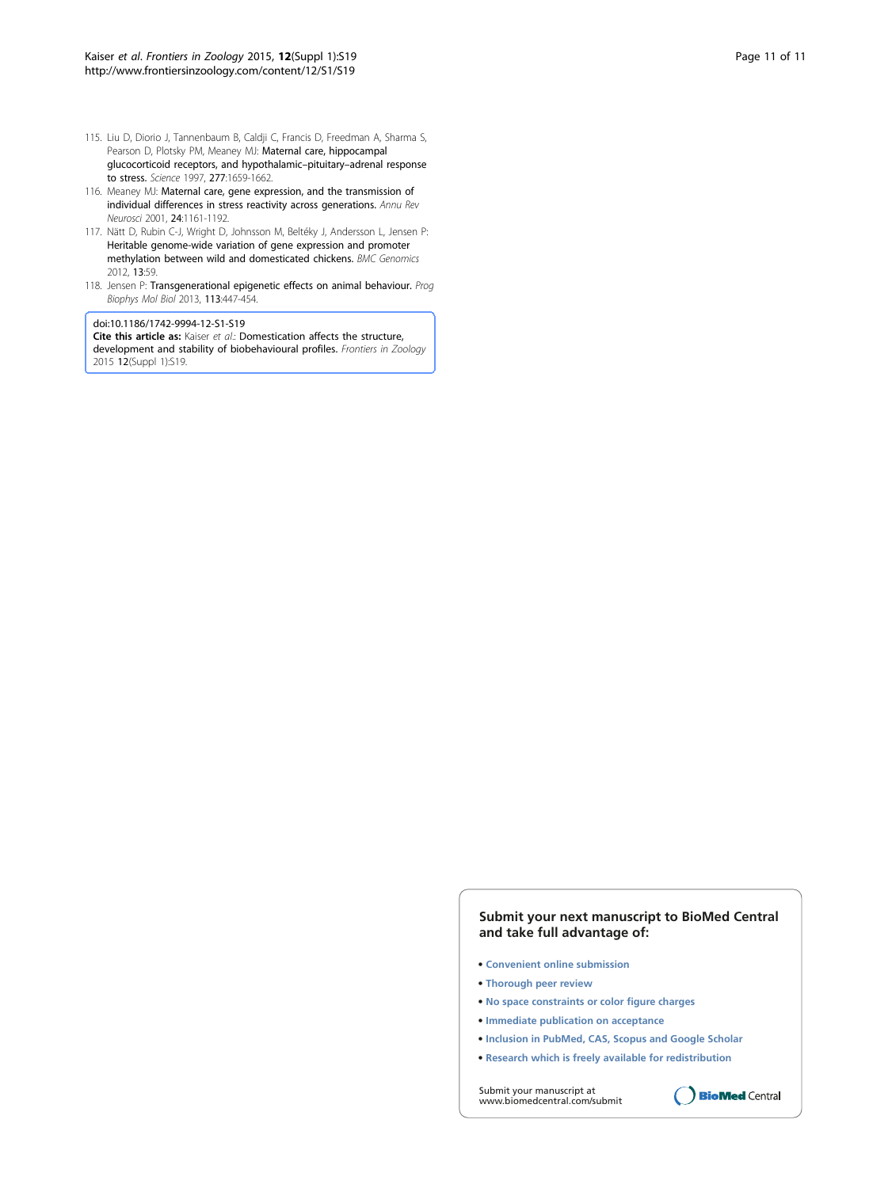115. Liu D, Diorio J, Tannenbaum B, Caldji C, Francis D, Freedman A, Sharma S, Pearson D, Plotsky PM, Meaney MJ: Maternal care, hippocampal glucocorticoid receptors, and hypothalamic–pituitary–adrenal response to stress. *Science* 1997, **277**:1659-1662.
116. Meaney MJ: Maternal care, gene expression, and the transmission of individual differences in stress reactivity across generations. *Annu Rev Neurosci* 2001, **24**:1161-1192.
117. Nätt D, Rubin C-J, Wright D, Johnsson M, Beltéky J, Andersson L, Jensen P: Heritable genome-wide variation of gene expression and promoter methylation between wild and domesticated chickens. *BMC Genomics* 2012, **13**:59.
118. Jensen P: Transgenerational epigenetic effects on animal behaviour. *Prog Biophys Mol Biol* 2013, **113**:447-454.

doi:10.1186/1742-9994-12-S1-S19
**Cite this article as:** Kaiser *et al.*: Domestication affects the structure, development and stability of biobehavioural profiles. *Frontiers in Zoology* 2015 **12**(Suppl 1):S19.

**Submit your next manuscript to BioMed Central and take full advantage of:**

- Convenient online submission
- Thorough peer review
- No space constraints or color figure charges
- Immediate publication on acceptance
- Inclusion in PubMed, CAS, Scopus and Google Scholar
- Research which is freely available for redistribution

Submit your manuscript at
www.biomedcentral.com/submit

BioMed Central